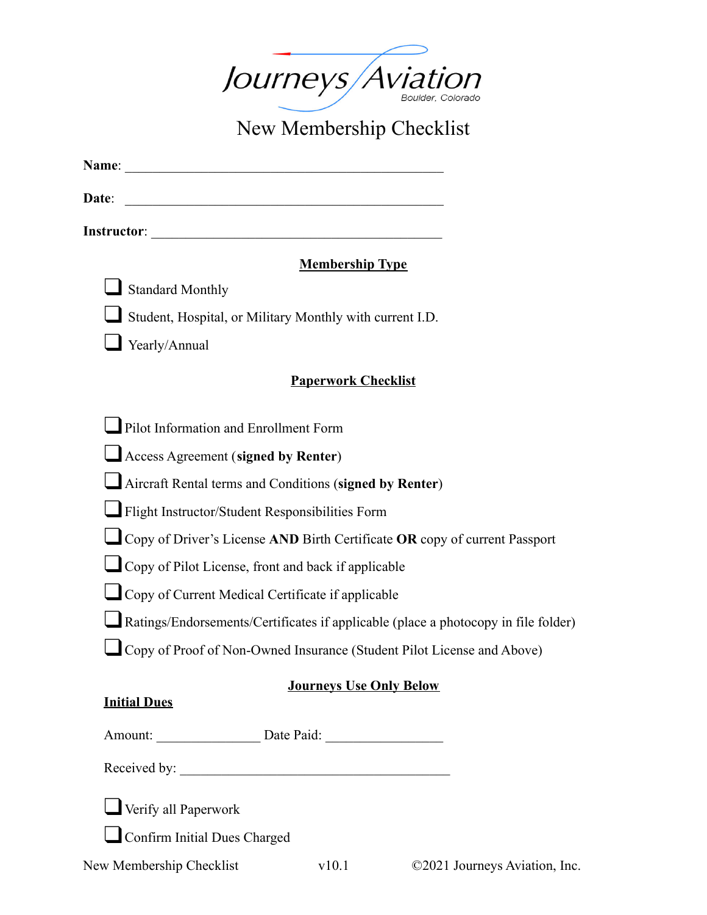Journeys Aviation

Boulder, Colorado

# New Membership Checklist

**Name**: ______________________________________________

**Date**: ______________________________________________

**Instructor**: ___________________________________________

## Membership Type

- ☐ Standard Monthly
- ☐ Student, Hospital, or Military Monthly with current I.D.
- ☐ Yearly/Annual

## Paperwork Checklist

- ☐ Pilot Information and Enrollment Form
- ☐ Access Agreement (**signed by Renter**)
- ☐ Aircraft Rental terms and Conditions (**signed by Renter**)
- ☐ Flight Instructor/Student Responsibilities Form
- ☐ Copy of Driver's License **AND** Birth Certificate **OR** copy of current Passport
- ☐ Copy of Pilot License, front and back if applicable
- ☐ Copy of Current Medical Certificate if applicable
- ☐ Ratings/Endorsements/Certificates if applicable (place a photocopy in file folder)
- ☐ Copy of Proof of Non-Owned Insurance (Student Pilot License and Above)

## Journeys Use Only Below

**Initial Dues**

Amount: _______________ Date Paid: _________________

Received by: ________________________________________

- ☐ Verify all Paperwork
- ☐ Confirm Initial Dues Charged

New Membership Checklist v10.1 ©2021 Journeys Aviation, Inc.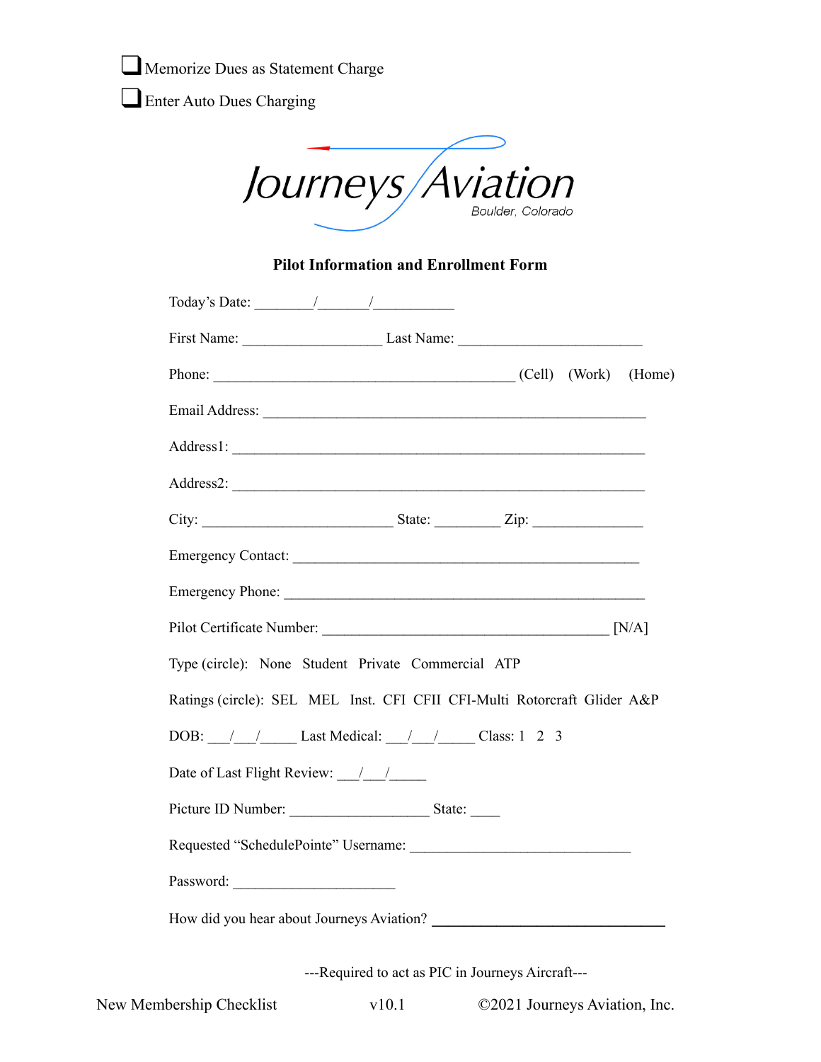❑ Memorize Dues as Statement Charge

❑ Enter Auto Dues Charging

Journeys Aviation
Boulder, Colorado

**Pilot Information and Enrollment Form**

Today's Date: ________/_______/___________

First Name: ___________________ Last Name: _________________________

Phone: _________________________________________ (Cell) (Work) (Home)

Email Address: ____________________________________________________

Address1: ________________________________________________________

Address2: ________________________________________________________

City: __________________________ State: _________ Zip: _______________

Emergency Contact: _______________________________________________

Emergency Phone: _________________________________________________

Pilot Certificate Number: _______________________________________ [N/A]

Type (circle): None Student Private Commercial ATP

Ratings (circle): SEL MEL Inst. CFI CFII CFI-Multi Rotorcraft Glider A&P

DOB: ___/___/_____ Last Medical: ___/___/_____ Class: 1 2 3

Date of Last Flight Review: ___/___/_____

Picture ID Number: ___________________ State: ____

Requested "SchedulePointe" Username: ______________________________

Password: ______________________

How did you hear about Journeys Aviation? ________________________________

---Required to act as PIC in Journeys Aircraft---

New Membership Checklist v10.1 ©2021 Journeys Aviation, Inc.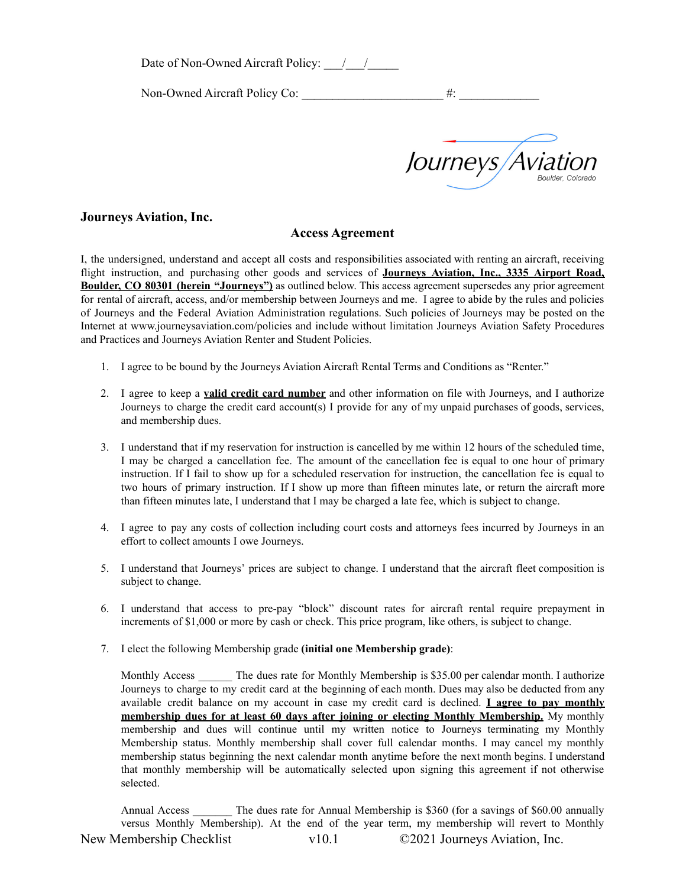Date of Non-Owned Aircraft Policy: ___/___/_____

Non-Owned Aircraft Policy Co: ______________________ #: _____________

**Journeys Aviation, Inc.**

## Access Agreement

I, the undersigned, understand and accept all costs and responsibilities associated with renting an aircraft, receiving flight instruction, and purchasing other goods and services of **Journeys Aviation, Inc., 3335 Airport Road, Boulder, CO 80301 (herein "Journeys")** as outlined below. This access agreement supersedes any prior agreement for rental of aircraft, access, and/or membership between Journeys and me. I agree to abide by the rules and policies of Journeys and the Federal Aviation Administration regulations. Such policies of Journeys may be posted on the Internet at www.journeysaviation.com/policies and include without limitation Journeys Aviation Safety Procedures and Practices and Journeys Aviation Renter and Student Policies.

1. I agree to be bound by the Journeys Aviation Aircraft Rental Terms and Conditions as "Renter."

2. I agree to keep a **valid credit card number** and other information on file with Journeys, and I authorize Journeys to charge the credit card account(s) I provide for any of my unpaid purchases of goods, services, and membership dues.

3. I understand that if my reservation for instruction is cancelled by me within 12 hours of the scheduled time, I may be charged a cancellation fee. The amount of the cancellation fee is equal to one hour of primary instruction. If I fail to show up for a scheduled reservation for instruction, the cancellation fee is equal to two hours of primary instruction. If I show up more than fifteen minutes late, or return the aircraft more than fifteen minutes late, I understand that I may be charged a late fee, which is subject to change.

4. I agree to pay any costs of collection including court costs and attorneys fees incurred by Journeys in an effort to collect amounts I owe Journeys.

5. I understand that Journeys' prices are subject to change. I understand that the aircraft fleet composition is subject to change.

6. I understand that access to pre-pay "block" discount rates for aircraft rental require prepayment in increments of $1,000 or more by cash or check. This price program, like others, is subject to change.

7. I elect the following Membership grade **(initial one Membership grade)**:

   Monthly Access ______ The dues rate for Monthly Membership is $35.00 per calendar month. I authorize Journeys to charge to my credit card at the beginning of each month. Dues may also be deducted from any available credit balance on my account in case my credit card is declined. **I agree to pay monthly membership dues for at least 60 days after joining or electing Monthly Membership.** My monthly membership and dues will continue until my written notice to Journeys terminating my Monthly Membership status. Monthly membership shall cover full calendar months. I may cancel my monthly membership status beginning the next calendar month anytime before the next month begins. I understand that monthly membership will be automatically selected upon signing this agreement if not otherwise selected.

   Annual Access _______ The dues rate for Annual Membership is $360 (for a savings of $60.00 annually versus Monthly Membership). At the end of the year term, my membership will revert to Monthly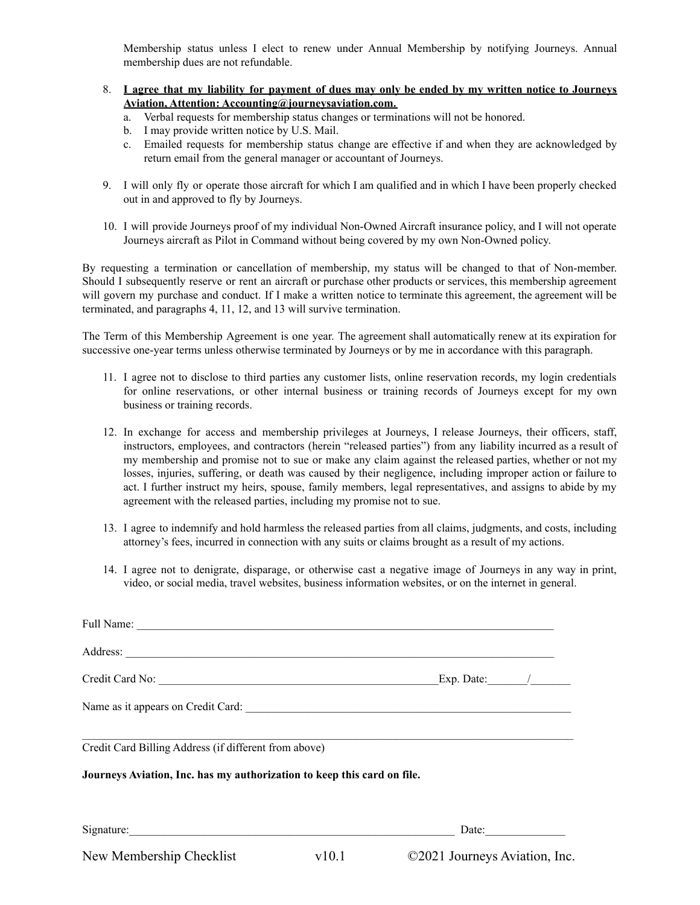Membership status unless I elect to renew under Annual Membership by notifying Journeys. Annual membership dues are not refundable.

8. **<u>I agree that my liability for payment of dues may only be ended by my written notice to Journeys Aviation, Attention: Accounting@journeysaviation.com.</u>**
   a. Verbal requests for membership status changes or terminations will not be honored.
   b. I may provide written notice by U.S. Mail.
   c. Emailed requests for membership status change are effective if and when they are acknowledged by return email from the general manager or accountant of Journeys.

9. I will only fly or operate those aircraft for which I am qualified and in which I have been properly checked out in and approved to fly by Journeys.

10. I will provide Journeys proof of my individual Non-Owned Aircraft insurance policy, and I will not operate Journeys aircraft as Pilot in Command without being covered by my own Non-Owned policy.

By requesting a termination or cancellation of membership, my status will be changed to that of Non-member. Should I subsequently reserve or rent an aircraft or purchase other products or services, this membership agreement will govern my purchase and conduct. If I make a written notice to terminate this agreement, the agreement will be terminated, and paragraphs 4, 11, 12, and 13 will survive termination.

The Term of this Membership Agreement is one year. The agreement shall automatically renew at its expiration for successive one-year terms unless otherwise terminated by Journeys or by me in accordance with this paragraph.

11. I agree not to disclose to third parties any customer lists, online reservation records, my login credentials for online reservations, or other internal business or training records of Journeys except for my own business or training records.

12. In exchange for access and membership privileges at Journeys, I release Journeys, their officers, staff, instructors, employees, and contractors (herein "released parties") from any liability incurred as a result of my membership and promise not to sue or make any claim against the released parties, whether or not my losses, injuries, suffering, or death was caused by their negligence, including improper action or failure to act. I further instruct my heirs, spouse, family members, legal representatives, and assigns to abide by my agreement with the released parties, including my promise not to sue.

13. I agree to indemnify and hold harmless the released parties from all claims, judgments, and costs, including attorney's fees, incurred in connection with any suits or claims brought as a result of my actions.

14. I agree not to denigrate, disparage, or otherwise cast a negative image of Journeys in any way in print, video, or social media, travel websites, business information websites, or on the internet in general.

Full Name: ___________________________________________________________________________

Address: _____________________________________________________________________________

Credit Card No: ___________________________________________________Exp. Date:_______/_______

Name as it appears on Credit Card: ____________________________________________________________

_______________________________________________________________________________________

Credit Card Billing Address (if different from above)

**Journeys Aviation, Inc. has my authorization to keep this card on file.**

Signature:___________________________________________________________ Date:______________

New Membership Checklist v10.1 ©2021 Journeys Aviation, Inc.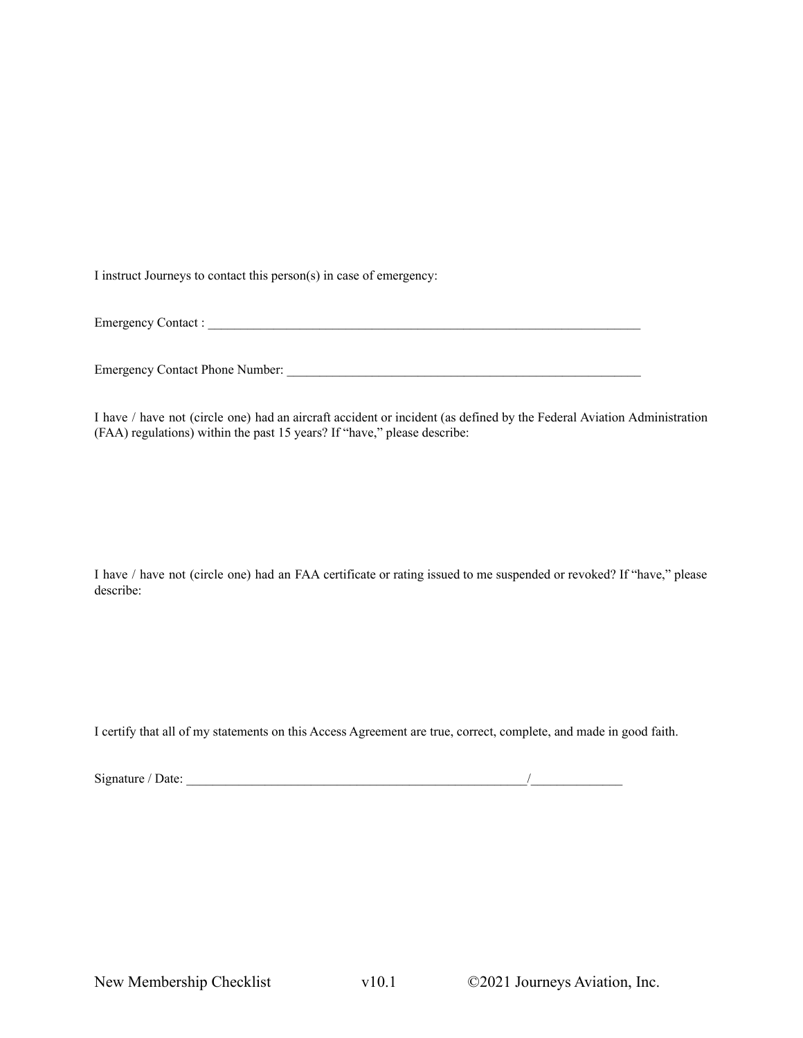I instruct Journeys to contact this person(s) in case of emergency:

Emergency Contact : ______________________________________________________________________

Emergency Contact Phone Number: _________________________________________________________

I have / have not (circle one) had an aircraft accident or incident (as defined by the Federal Aviation Administration (FAA) regulations) within the past 15 years? If "have," please describe:

I have / have not (circle one) had an FAA certificate or rating issued to me suspended or revoked? If "have," please describe:

I certify that all of my statements on this Access Agreement are true, correct, complete, and made in good faith.

Signature / Date: _______________________________________________________/______________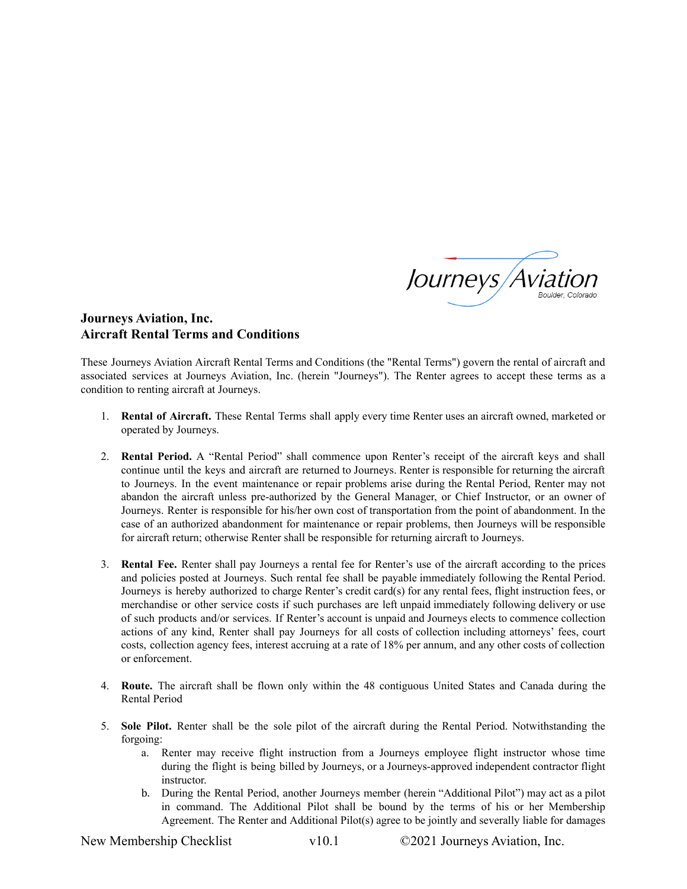**Journeys Aviation, Inc.**
**Aircraft Rental Terms and Conditions**

These Journeys Aviation Aircraft Rental Terms and Conditions (the "Rental Terms") govern the rental of aircraft and associated services at Journeys Aviation, Inc. (herein "Journeys"). The Renter agrees to accept these terms as a condition to renting aircraft at Journeys.

1. **Rental of Aircraft.** These Rental Terms shall apply every time Renter uses an aircraft owned, marketed or operated by Journeys.

2. **Rental Period.** A "Rental Period" shall commence upon Renter's receipt of the aircraft keys and shall continue until the keys and aircraft are returned to Journeys. Renter is responsible for returning the aircraft to Journeys. In the event maintenance or repair problems arise during the Rental Period, Renter may not abandon the aircraft unless pre-authorized by the General Manager, or Chief Instructor, or an owner of Journeys. Renter is responsible for his/her own cost of transportation from the point of abandonment. In the case of an authorized abandonment for maintenance or repair problems, then Journeys will be responsible for aircraft return; otherwise Renter shall be responsible for returning aircraft to Journeys.

3. **Rental Fee.** Renter shall pay Journeys a rental fee for Renter's use of the aircraft according to the prices and policies posted at Journeys. Such rental fee shall be payable immediately following the Rental Period. Journeys is hereby authorized to charge Renter's credit card(s) for any rental fees, flight instruction fees, or merchandise or other service costs if such purchases are left unpaid immediately following delivery or use of such products and/or services. If Renter's account is unpaid and Journeys elects to commence collection actions of any kind, Renter shall pay Journeys for all costs of collection including attorneys' fees, court costs, collection agency fees, interest accruing at a rate of 18% per annum, and any other costs of collection or enforcement.

4. **Route.** The aircraft shall be flown only within the 48 contiguous United States and Canada during the Rental Period

5. **Sole Pilot.** Renter shall be the sole pilot of the aircraft during the Rental Period. Notwithstanding the forgoing:
   a. Renter may receive flight instruction from a Journeys employee flight instructor whose time during the flight is being billed by Journeys, or a Journeys-approved independent contractor flight instructor.
   b. During the Rental Period, another Journeys member (herein "Additional Pilot") may act as a pilot in command. The Additional Pilot shall be bound by the terms of his or her Membership Agreement. The Renter and Additional Pilot(s) agree to be jointly and severally liable for damages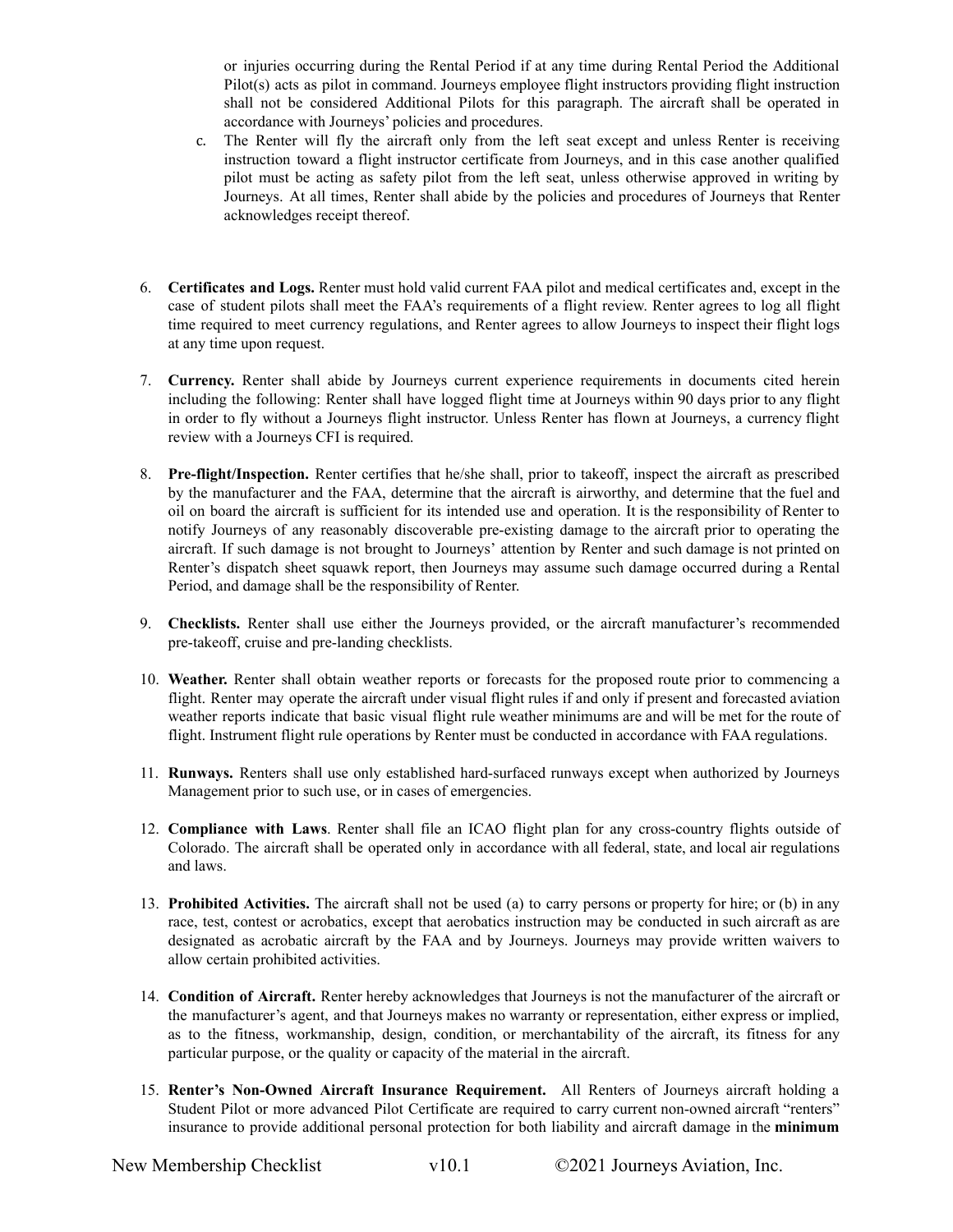or injuries occurring during the Rental Period if at any time during Rental Period the Additional Pilot(s) acts as pilot in command. Journeys employee flight instructors providing flight instruction shall not be considered Additional Pilots for this paragraph. The aircraft shall be operated in accordance with Journeys' policies and procedures.

c. The Renter will fly the aircraft only from the left seat except and unless Renter is receiving instruction toward a flight instructor certificate from Journeys, and in this case another qualified pilot must be acting as safety pilot from the left seat, unless otherwise approved in writing by Journeys. At all times, Renter shall abide by the policies and procedures of Journeys that Renter acknowledges receipt thereof.

6. **Certificates and Logs.** Renter must hold valid current FAA pilot and medical certificates and, except in the case of student pilots shall meet the FAA's requirements of a flight review. Renter agrees to log all flight time required to meet currency regulations, and Renter agrees to allow Journeys to inspect their flight logs at any time upon request.

7. **Currency.** Renter shall abide by Journeys current experience requirements in documents cited herein including the following: Renter shall have logged flight time at Journeys within 90 days prior to any flight in order to fly without a Journeys flight instructor. Unless Renter has flown at Journeys, a currency flight review with a Journeys CFI is required.

8. **Pre-flight/Inspection.** Renter certifies that he/she shall, prior to takeoff, inspect the aircraft as prescribed by the manufacturer and the FAA, determine that the aircraft is airworthy, and determine that the fuel and oil on board the aircraft is sufficient for its intended use and operation. It is the responsibility of Renter to notify Journeys of any reasonably discoverable pre-existing damage to the aircraft prior to operating the aircraft. If such damage is not brought to Journeys' attention by Renter and such damage is not printed on Renter's dispatch sheet squawk report, then Journeys may assume such damage occurred during a Rental Period, and damage shall be the responsibility of Renter.

9. **Checklists.** Renter shall use either the Journeys provided, or the aircraft manufacturer's recommended pre-takeoff, cruise and pre-landing checklists.

10. **Weather.** Renter shall obtain weather reports or forecasts for the proposed route prior to commencing a flight. Renter may operate the aircraft under visual flight rules if and only if present and forecasted aviation weather reports indicate that basic visual flight rule weather minimums are and will be met for the route of flight. Instrument flight rule operations by Renter must be conducted in accordance with FAA regulations.

11. **Runways.** Renters shall use only established hard-surfaced runways except when authorized by Journeys Management prior to such use, or in cases of emergencies.

12. **Compliance with Laws**. Renter shall file an ICAO flight plan for any cross-country flights outside of Colorado. The aircraft shall be operated only in accordance with all federal, state, and local air regulations and laws.

13. **Prohibited Activities.** The aircraft shall not be used (a) to carry persons or property for hire; or (b) in any race, test, contest or acrobatics, except that aerobatics instruction may be conducted in such aircraft as are designated as acrobatic aircraft by the FAA and by Journeys. Journeys may provide written waivers to allow certain prohibited activities.

14. **Condition of Aircraft.** Renter hereby acknowledges that Journeys is not the manufacturer of the aircraft or the manufacturer's agent, and that Journeys makes no warranty or representation, either express or implied, as to the fitness, workmanship, design, condition, or merchantability of the aircraft, its fitness for any particular purpose, or the quality or capacity of the material in the aircraft.

15. **Renter's Non-Owned Aircraft Insurance Requirement.** All Renters of Journeys aircraft holding a Student Pilot or more advanced Pilot Certificate are required to carry current non-owned aircraft "renters" insurance to provide additional personal protection for both liability and aircraft damage in the **minimum**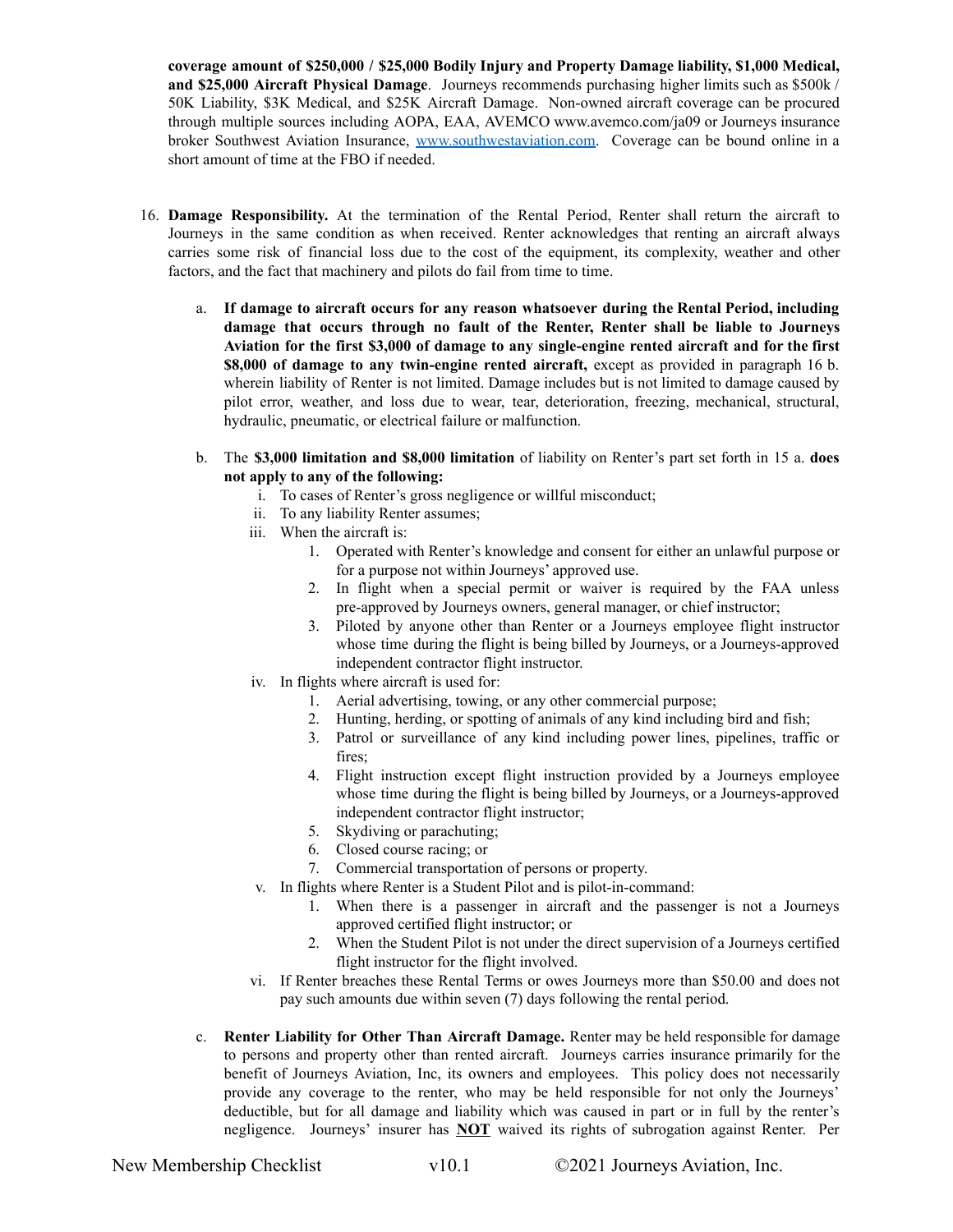**coverage amount of $250,000 / $25,000 Bodily Injury and Property Damage liability, $1,000 Medical, and $25,000 Aircraft Physical Damage**. Journeys recommends purchasing higher limits such as $500k / 50K Liability, $3K Medical, and $25K Aircraft Damage. Non-owned aircraft coverage can be procured through multiple sources including AOPA, EAA, AVEMCO www.avemco.com/ja09 or Journeys insurance broker Southwest Aviation Insurance, [www.southwestaviation.com](www.southwestaviation.com). Coverage can be bound online in a short amount of time at the FBO if needed.

16. **Damage Responsibility.** At the termination of the Rental Period, Renter shall return the aircraft to Journeys in the same condition as when received. Renter acknowledges that renting an aircraft always carries some risk of financial loss due to the cost of the equipment, its complexity, weather and other factors, and the fact that machinery and pilots do fail from time to time.

    a. **If damage to aircraft occurs for any reason whatsoever during the Rental Period, including damage that occurs through no fault of the Renter, Renter shall be liable to Journeys Aviation for the first $3,000 of damage to any single-engine rented aircraft and for the first $8,000 of damage to any twin-engine rented aircraft,** except as provided in paragraph 16 b. wherein liability of Renter is not limited. Damage includes but is not limited to damage caused by pilot error, weather, and loss due to wear, tear, deterioration, freezing, mechanical, structural, hydraulic, pneumatic, or electrical failure or malfunction.

    b. The **$3,000 limitation and $8,000 limitation** of liability on Renter's part set forth in 15 a. **does not apply to any of the following:**
        i. To cases of Renter's gross negligence or willful misconduct;
        ii. To any liability Renter assumes;
        iii. When the aircraft is:
            1. Operated with Renter's knowledge and consent for either an unlawful purpose or for a purpose not within Journeys' approved use.
            2. In flight when a special permit or waiver is required by the FAA unless pre-approved by Journeys owners, general manager, or chief instructor;
            3. Piloted by anyone other than Renter or a Journeys employee flight instructor whose time during the flight is being billed by Journeys, or a Journeys-approved independent contractor flight instructor.
        iv. In flights where aircraft is used for:
            1. Aerial advertising, towing, or any other commercial purpose;
            2. Hunting, herding, or spotting of animals of any kind including bird and fish;
            3. Patrol or surveillance of any kind including power lines, pipelines, traffic or fires;
            4. Flight instruction except flight instruction provided by a Journeys employee whose time during the flight is being billed by Journeys, or a Journeys-approved independent contractor flight instructor;
            5. Skydiving or parachuting;
            6. Closed course racing; or
            7. Commercial transportation of persons or property.
        v. In flights where Renter is a Student Pilot and is pilot-in-command:
            1. When there is a passenger in aircraft and the passenger is not a Journeys approved certified flight instructor; or
            2. When the Student Pilot is not under the direct supervision of a Journeys certified flight instructor for the flight involved.
        vi. If Renter breaches these Rental Terms or owes Journeys more than $50.00 and does not pay such amounts due within seven (7) days following the rental period.

    c. **Renter Liability for Other Than Aircraft Damage.** Renter may be held responsible for damage to persons and property other than rented aircraft. Journeys carries insurance primarily for the benefit of Journeys Aviation, Inc, its owners and employees. This policy does not necessarily provide any coverage to the renter, who may be held responsible for not only the Journeys' deductible, but for all damage and liability which was caused in part or in full by the renter's negligence. Journeys' insurer has **NOT** waived its rights of subrogation against Renter. Per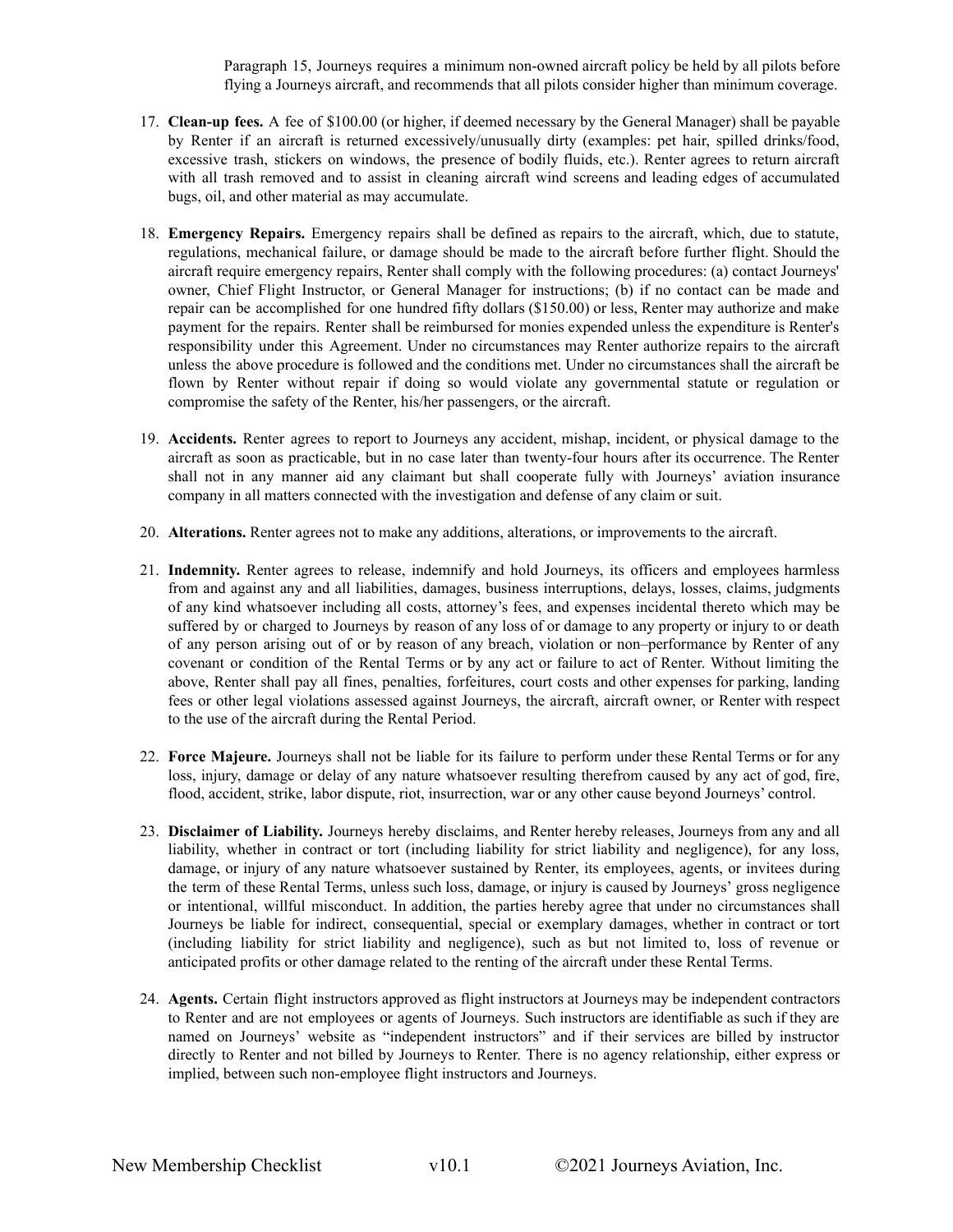Paragraph 15, Journeys requires a minimum non-owned aircraft policy be held by all pilots before flying a Journeys aircraft, and recommends that all pilots consider higher than minimum coverage.

17. **Clean-up fees.** A fee of $100.00 (or higher, if deemed necessary by the General Manager) shall be payable by Renter if an aircraft is returned excessively/unusually dirty (examples: pet hair, spilled drinks/food, excessive trash, stickers on windows, the presence of bodily fluids, etc.). Renter agrees to return aircraft with all trash removed and to assist in cleaning aircraft wind screens and leading edges of accumulated bugs, oil, and other material as may accumulate.

18. **Emergency Repairs.** Emergency repairs shall be defined as repairs to the aircraft, which, due to statute, regulations, mechanical failure, or damage should be made to the aircraft before further flight. Should the aircraft require emergency repairs, Renter shall comply with the following procedures: (a) contact Journeys' owner, Chief Flight Instructor, or General Manager for instructions; (b) if no contact can be made and repair can be accomplished for one hundred fifty dollars ($150.00) or less, Renter may authorize and make payment for the repairs. Renter shall be reimbursed for monies expended unless the expenditure is Renter's responsibility under this Agreement. Under no circumstances may Renter authorize repairs to the aircraft unless the above procedure is followed and the conditions met. Under no circumstances shall the aircraft be flown by Renter without repair if doing so would violate any governmental statute or regulation or compromise the safety of the Renter, his/her passengers, or the aircraft.

19. **Accidents.** Renter agrees to report to Journeys any accident, mishap, incident, or physical damage to the aircraft as soon as practicable, but in no case later than twenty-four hours after its occurrence. The Renter shall not in any manner aid any claimant but shall cooperate fully with Journeys' aviation insurance company in all matters connected with the investigation and defense of any claim or suit.

20. **Alterations.** Renter agrees not to make any additions, alterations, or improvements to the aircraft.

21. **Indemnity.** Renter agrees to release, indemnify and hold Journeys, its officers and employees harmless from and against any and all liabilities, damages, business interruptions, delays, losses, claims, judgments of any kind whatsoever including all costs, attorney's fees, and expenses incidental thereto which may be suffered by or charged to Journeys by reason of any loss of or damage to any property or injury to or death of any person arising out of or by reason of any breach, violation or non–performance by Renter of any covenant or condition of the Rental Terms or by any act or failure to act of Renter. Without limiting the above, Renter shall pay all fines, penalties, forfeitures, court costs and other expenses for parking, landing fees or other legal violations assessed against Journeys, the aircraft, aircraft owner, or Renter with respect to the use of the aircraft during the Rental Period.

22. **Force Majeure.** Journeys shall not be liable for its failure to perform under these Rental Terms or for any loss, injury, damage or delay of any nature whatsoever resulting therefrom caused by any act of god, fire, flood, accident, strike, labor dispute, riot, insurrection, war or any other cause beyond Journeys' control.

23. **Disclaimer of Liability.** Journeys hereby disclaims, and Renter hereby releases, Journeys from any and all liability, whether in contract or tort (including liability for strict liability and negligence), for any loss, damage, or injury of any nature whatsoever sustained by Renter, its employees, agents, or invitees during the term of these Rental Terms, unless such loss, damage, or injury is caused by Journeys' gross negligence or intentional, willful misconduct. In addition, the parties hereby agree that under no circumstances shall Journeys be liable for indirect, consequential, special or exemplary damages, whether in contract or tort (including liability for strict liability and negligence), such as but not limited to, loss of revenue or anticipated profits or other damage related to the renting of the aircraft under these Rental Terms.

24. **Agents.** Certain flight instructors approved as flight instructors at Journeys may be independent contractors to Renter and are not employees or agents of Journeys. Such instructors are identifiable as such if they are named on Journeys' website as "independent instructors" and if their services are billed by instructor directly to Renter and not billed by Journeys to Renter. There is no agency relationship, either express or implied, between such non-employee flight instructors and Journeys.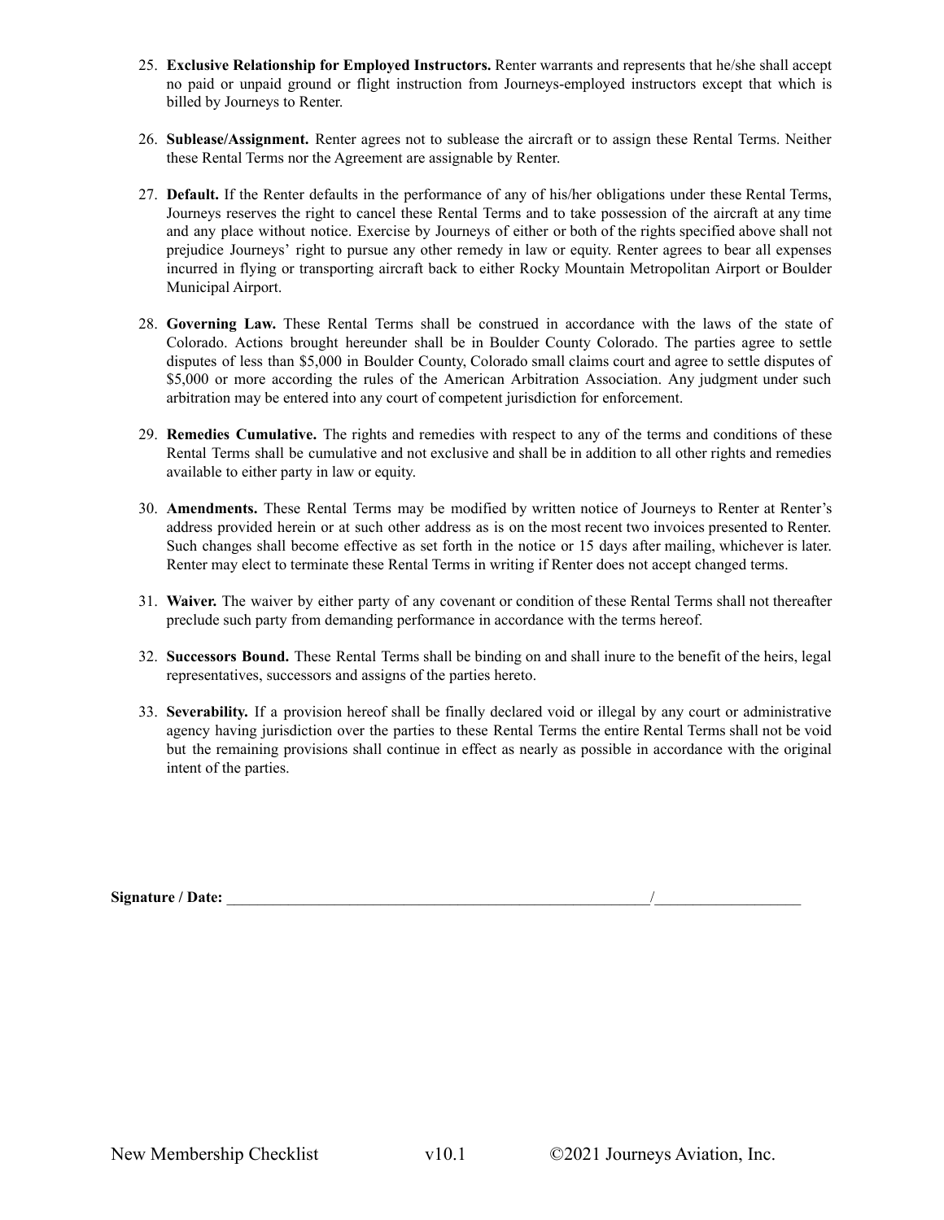25. **Exclusive Relationship for Employed Instructors.** Renter warrants and represents that he/she shall accept no paid or unpaid ground or flight instruction from Journeys-employed instructors except that which is billed by Journeys to Renter.

26. **Sublease/Assignment.** Renter agrees not to sublease the aircraft or to assign these Rental Terms. Neither these Rental Terms nor the Agreement are assignable by Renter.

27. **Default.** If the Renter defaults in the performance of any of his/her obligations under these Rental Terms, Journeys reserves the right to cancel these Rental Terms and to take possession of the aircraft at any time and any place without notice. Exercise by Journeys of either or both of the rights specified above shall not prejudice Journeys' right to pursue any other remedy in law or equity. Renter agrees to bear all expenses incurred in flying or transporting aircraft back to either Rocky Mountain Metropolitan Airport or Boulder Municipal Airport.

28. **Governing Law.** These Rental Terms shall be construed in accordance with the laws of the state of Colorado. Actions brought hereunder shall be in Boulder County Colorado. The parties agree to settle disputes of less than $5,000 in Boulder County, Colorado small claims court and agree to settle disputes of $5,000 or more according the rules of the American Arbitration Association. Any judgment under such arbitration may be entered into any court of competent jurisdiction for enforcement.

29. **Remedies Cumulative.** The rights and remedies with respect to any of the terms and conditions of these Rental Terms shall be cumulative and not exclusive and shall be in addition to all other rights and remedies available to either party in law or equity.

30. **Amendments.** These Rental Terms may be modified by written notice of Journeys to Renter at Renter's address provided herein or at such other address as is on the most recent two invoices presented to Renter. Such changes shall become effective as set forth in the notice or 15 days after mailing, whichever is later. Renter may elect to terminate these Rental Terms in writing if Renter does not accept changed terms.

31. **Waiver.** The waiver by either party of any covenant or condition of these Rental Terms shall not thereafter preclude such party from demanding performance in accordance with the terms hereof.

32. **Successors Bound.** These Rental Terms shall be binding on and shall inure to the benefit of the heirs, legal representatives, successors and assigns of the parties hereto.

33. **Severability.** If a provision hereof shall be finally declared void or illegal by any court or administrative agency having jurisdiction over the parties to these Rental Terms the entire Rental Terms shall not be void but the remaining provisions shall continue in effect as nearly as possible in accordance with the original intent of the parties.

**Signature / Date:** ____________________________________________/__________________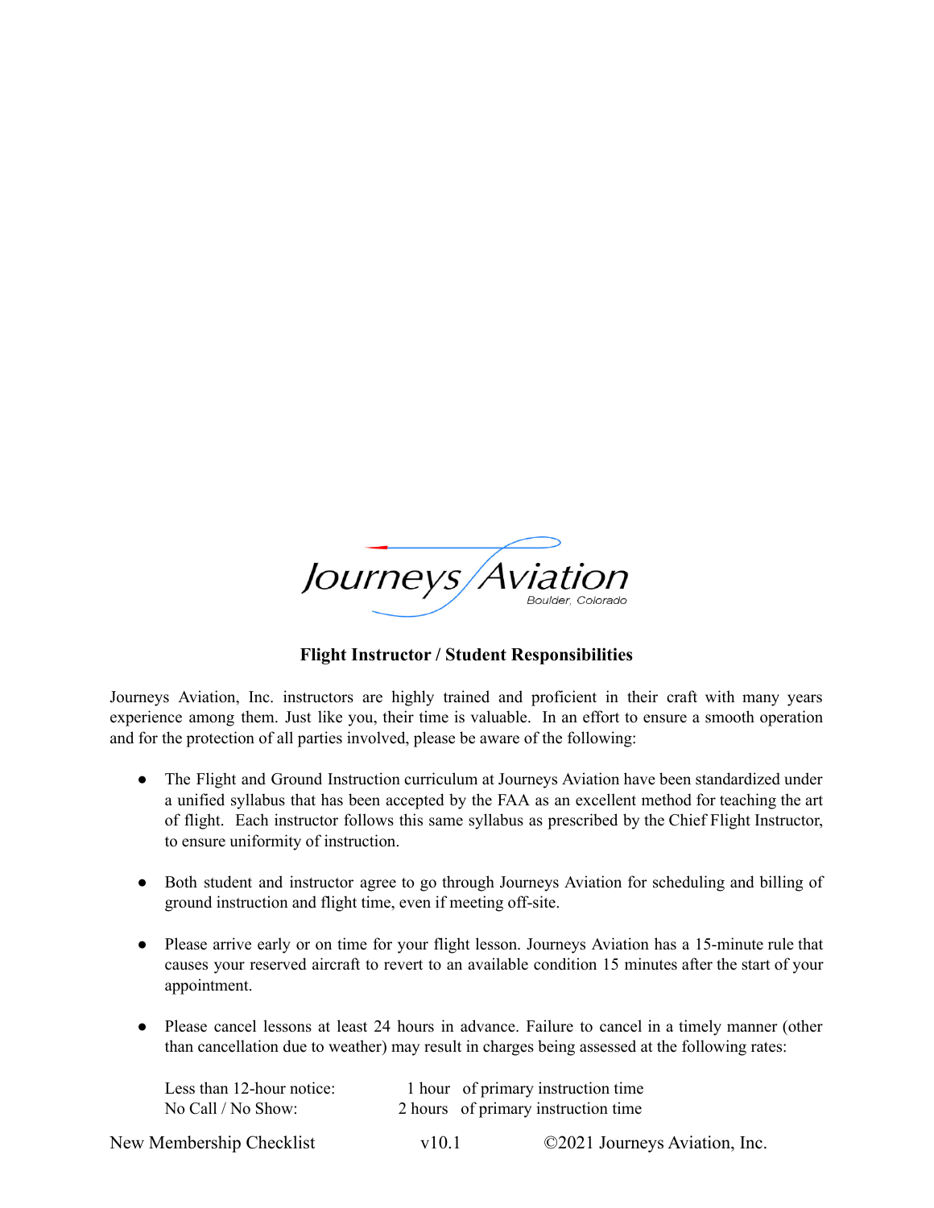Journeys Aviation
Boulder, Colorado

**Flight Instructor / Student Responsibilities**

Journeys Aviation, Inc. instructors are highly trained and proficient in their craft with many years experience among them. Just like you, their time is valuable. In an effort to ensure a smooth operation and for the protection of all parties involved, please be aware of the following:

- The Flight and Ground Instruction curriculum at Journeys Aviation have been standardized under a unified syllabus that has been accepted by the FAA as an excellent method for teaching the art of flight. Each instructor follows this same syllabus as prescribed by the Chief Flight Instructor, to ensure uniformity of instruction.

- Both student and instructor agree to go through Journeys Aviation for scheduling and billing of ground instruction and flight time, even if meeting off-site.

- Please arrive early or on time for your flight lesson. Journeys Aviation has a 15-minute rule that causes your reserved aircraft to revert to an available condition 15 minutes after the start of your appointment.

- Please cancel lessons at least 24 hours in advance. Failure to cancel in a timely manner (other than cancellation due to weather) may result in charges being assessed at the following rates:

| | | |
|---|---|---|
| Less than 12-hour notice: | 1 hour | of primary instruction time |
| No Call / No Show: | 2 hours | of primary instruction time |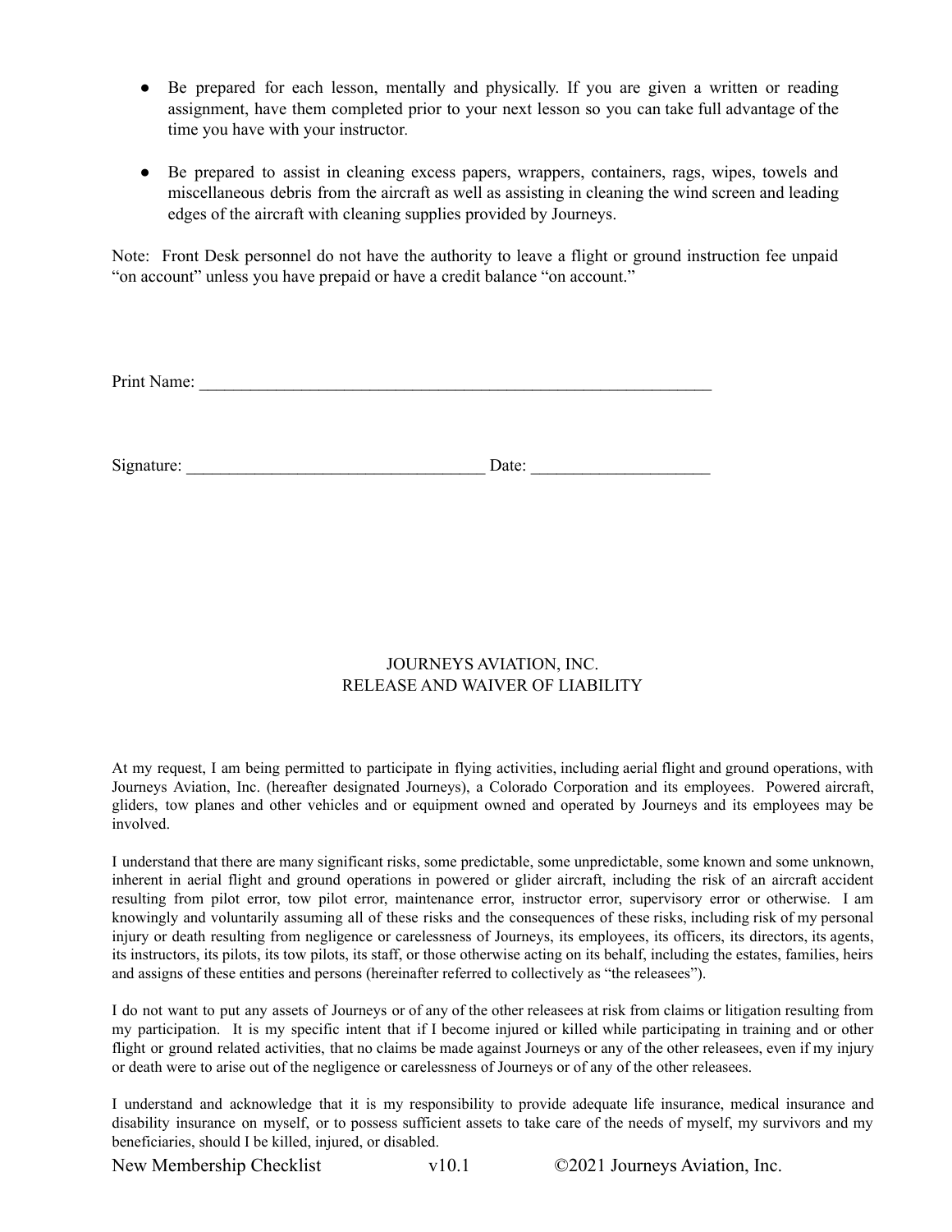- Be prepared for each lesson, mentally and physically. If you are given a written or reading assignment, have them completed prior to your next lesson so you can take full advantage of the time you have with your instructor.

- Be prepared to assist in cleaning excess papers, wrappers, containers, rags, wipes, towels and miscellaneous debris from the aircraft as well as assisting in cleaning the wind screen and leading edges of the aircraft with cleaning supplies provided by Journeys.

Note: Front Desk personnel do not have the authority to leave a flight or ground instruction fee unpaid "on account" unless you have prepaid or have a credit balance "on account."

Print Name: ______________________________________________________________

Signature: ___________________________________ Date: ____________________

JOURNEYS AVIATION, INC.
RELEASE AND WAIVER OF LIABILITY

At my request, I am being permitted to participate in flying activities, including aerial flight and ground operations, with Journeys Aviation, Inc. (hereafter designated Journeys), a Colorado Corporation and its employees. Powered aircraft, gliders, tow planes and other vehicles and or equipment owned and operated by Journeys and its employees may be involved.

I understand that there are many significant risks, some predictable, some unpredictable, some known and some unknown, inherent in aerial flight and ground operations in powered or glider aircraft, including the risk of an aircraft accident resulting from pilot error, tow pilot error, maintenance error, instructor error, supervisory error or otherwise. I am knowingly and voluntarily assuming all of these risks and the consequences of these risks, including risk of my personal injury or death resulting from negligence or carelessness of Journeys, its employees, its officers, its directors, its agents, its instructors, its pilots, its tow pilots, its staff, or those otherwise acting on its behalf, including the estates, families, heirs and assigns of these entities and persons (hereinafter referred to collectively as "the releasees").

I do not want to put any assets of Journeys or of any of the other releasees at risk from claims or litigation resulting from my participation. It is my specific intent that if I become injured or killed while participating in training and or other flight or ground related activities, that no claims be made against Journeys or any of the other releasees, even if my injury or death were to arise out of the negligence or carelessness of Journeys or of any of the other releasees.

I understand and acknowledge that it is my responsibility to provide adequate life insurance, medical insurance and disability insurance on myself, or to possess sufficient assets to take care of the needs of myself, my survivors and my beneficiaries, should I be killed, injured, or disabled.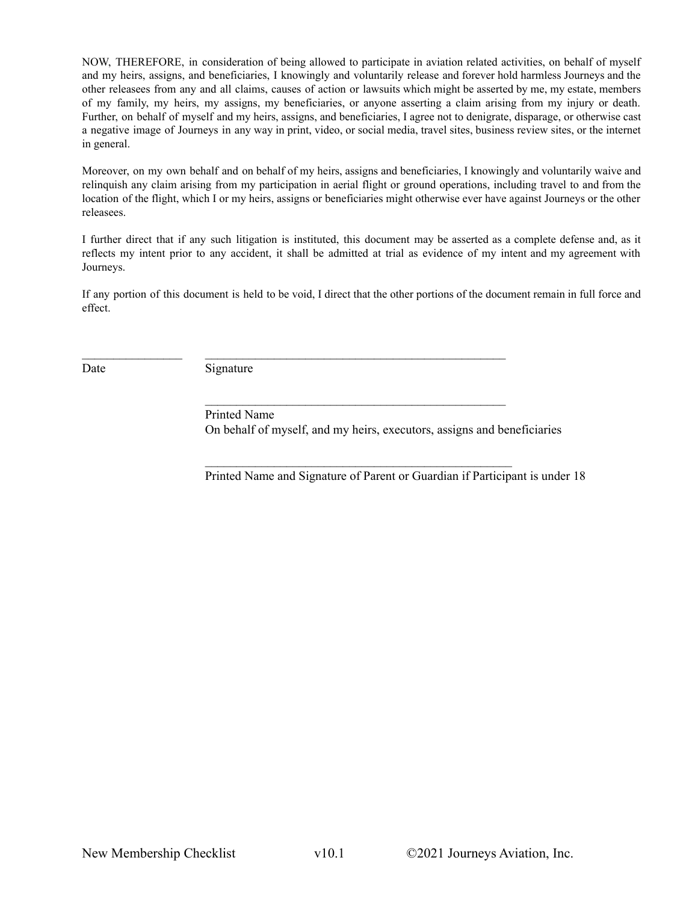NOW, THEREFORE, in consideration of being allowed to participate in aviation related activities, on behalf of myself and my heirs, assigns, and beneficiaries, I knowingly and voluntarily release and forever hold harmless Journeys and the other releasees from any and all claims, causes of action or lawsuits which might be asserted by me, my estate, members of my family, my heirs, my assigns, my beneficiaries, or anyone asserting a claim arising from my injury or death. Further, on behalf of myself and my heirs, assigns, and beneficiaries, I agree not to denigrate, disparage, or otherwise cast a negative image of Journeys in any way in print, video, or social media, travel sites, business review sites, or the internet in general.

Moreover, on my own behalf and on behalf of my heirs, assigns and beneficiaries, I knowingly and voluntarily waive and relinquish any claim arising from my participation in aerial flight or ground operations, including travel to and from the location of the flight, which I or my heirs, assigns or beneficiaries might otherwise ever have against Journeys or the other releasees.

I further direct that if any such litigation is instituted, this document may be asserted as a complete defense and, as it reflects my intent prior to any accident, it shall be admitted at trial as evidence of my intent and my agreement with Journeys.

If any portion of this document is held to be void, I direct that the other portions of the document remain in full force and effect.

________________ ____________________________________________________

Date Signature

____________________________________________________

Printed Name

On behalf of myself, and my heirs, executors, assigns and beneficiaries

____________________________________________________

Printed Name and Signature of Parent or Guardian if Participant is under 18